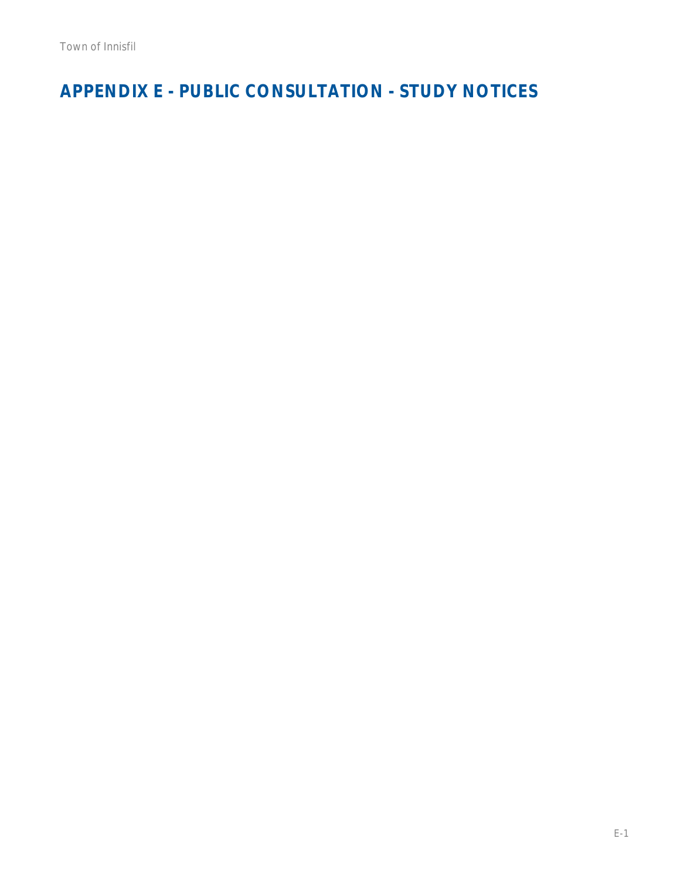# APPENDIX E - PUBLIC CONSULTATION - STUDY NOTICES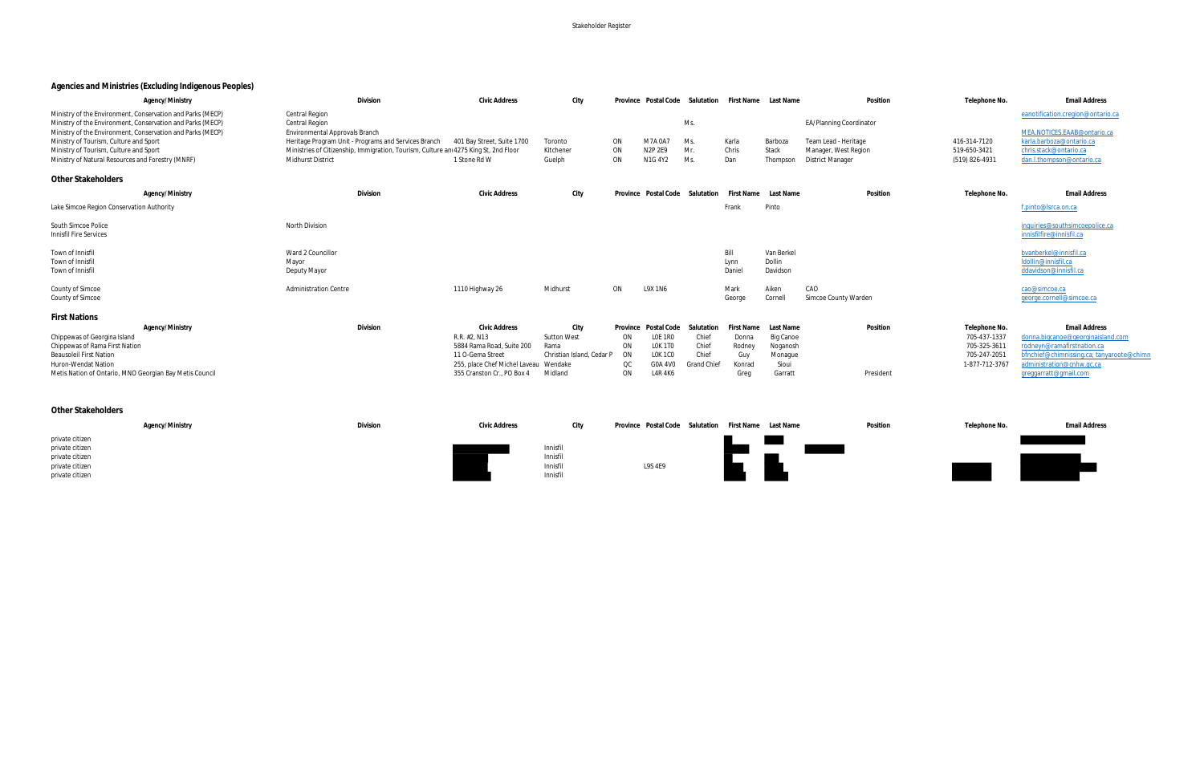Stakeholder Register

## Agencies and Ministries (Excluding Indigenous Peoples)

| Agency/Ministry | Division | Civic Address | City | Province | Postal Code | Salutation | First Name | Last Name | Position | Telephone No. | Email Address |
|---|---|---|---|---|---|---|---|---|---|---|---|
| Ministry of the Environment, Conservation and Parks (MECP) | Central Region | | | | | | | | | | eanotification.cregion@ontario.ca |
| Ministry of the Environment, Conservation and Parks (MECP) | Central Region | | | | | Ms. | | | EA/Planning Coordinator | | |
| Ministry of the Environment, Conservation and Parks (MECP) | Environmental Approvals Branch | | | | | | | | | | MEA.NOTICES.EAAB@ontario.ca |
| Ministry of Tourism, Culture and Sport | Heritage Program Unit - Programs and Services Branch | 401 Bay Street, Suite 1700 | Toronto | ON | M7A 0A7 | Ms. | Karla | Barboza | Team Lead - Heritage | 416-314-7120 | karla.barboza@ontario.ca |
| Ministry of Tourism, Culture and Sport | Ministries of Citizenship, Immigration, Tourism, Culture an 4275 King St, 2nd Floor | | Kitchener | ON | N2P 2E9 | Mr. | Chris | Stack | Manager, West Region | 519-650-3421 | chris.stack@ontario.ca |
| Ministry of Natural Resources and Forestry (MNRF) | Midhurst District | 1 Stone Rd W | Guelph | ON | N1G 4Y2 | Ms. | Dan | Thompson | District Manager | (519) 826-4931 | dan.l.thompson@ontario.ca |

## Other Stakeholders

| Agency/Ministry | Division | Civic Address | City | Province | Postal Code | Salutation | First Name | Last Name | Position | Telephone No. | Email Address |
|---|---|---|---|---|---|---|---|---|---|---|---|
| Lake Simcoe Region Conservation Authority | | | | | | | Frank | Pinto | | | f.pinto@lsrca.on.ca |
| South Simcoe Police | North Division | | | | | | | | | | inquiries@southsimcoepolice.ca |
| Innisfil Fire Services | | | | | | | | | | | innisfilfire@innisfil.ca |
| Town of Innisfil | Ward 2 Councillor | | | | | | Bill | Van Berkel | | | bvanberkel@innisfil.ca |
| Town of Innisfil | Mayor | | | | | | Lynn | Dollin | | | ldollin@innisfil.ca |
| Town of Innisfil | Deputy Mayor | | | | | | Daniel | Davidson | | | ddavidson@innisfil.ca |
| County of Simcoe | Administration Centre | 1110 Highway 26 | Midhurst | ON | L9X 1N6 | | Mark | Aiken | CAO | | cao@simcoe.ca |
| County of Simcoe | | | | | | | George | Cornell | Simcoe County Warden | | george.cornell@simcoe.ca |

## First Nations

| Agency/Ministry | Division | Civic Address | City | Province | Postal Code | Salutation | First Name | Last Name | Position | Telephone No. | Email Address |
|---|---|---|---|---|---|---|---|---|---|---|---|
| Chippewas of Georgina Island | | R.R. #2, N13 | Sutton West | ON | L0E 1R0 | Chief | Donna | Big Canoe | | 705-437-1337 | donna.bigcanoe@georginaisland.com |
| Chippewas of Rama First Nation | | 5884 Rama Road, Suite 200 | Rama | ON | L0K 1T0 | Chief | Rodney | Noganosh | | 705-325-3611 | rodneyn@ramafirstnation.ca |
| Beausoleil First Nation | | 11 O-Gema Street | Christian Island, Cedar P | ON | L0K 1C0 | Chief | Guy | Monague | | 705-247-2051 | bfnchief@chimnissing.ca; tanyaroote@chimn |
| Huron-Wendat Nation | | 255, place Chef Michel Laveau | Wendake | QC | G0A 4V0 | Grand Chief | Konrad | Sioui | | 1-877-712-3767 | administration@cnhw.qc.ca |
| Metis Nation of Ontario, MNO Georgian Bay Metis Council | | 355 Cranston Cr., PO Box 4 | Midland | ON | L4R 4K6 | | Greg | Garratt | President | | greggarratt@gmail.com |

## Other Stakeholders

| Agency/Ministry | Division | Civic Address | City | Province | Postal Code | Salutation | First Name | Last Name | Position | Telephone No. | Email Address |
|---|---|---|---|---|---|---|---|---|---|---|---|
| private citizen | | | | | | | | | | | |
| private citizen | | | Innisfil | | | | | | | | |
| private citizen | | | Innisfil | | | | | | | | |
| private citizen | | | Innisfil | | L9S 4E9 | | | | | | |
| private citizen | | | Innisfil | | | | | | | | |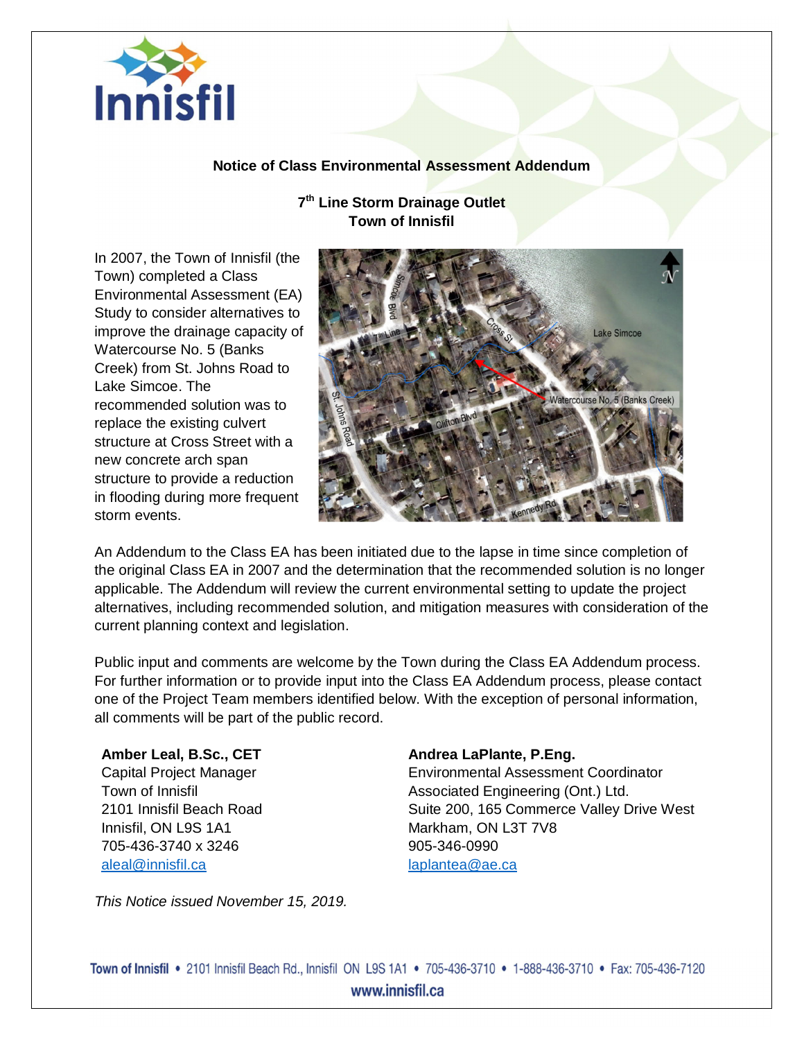Innisfil

## Notice of Class Environmental Assessment Addendum

### 7th Line Storm Drainage Outlet
### Town of Innisfil

In 2007, the Town of Innisfil (the Town) completed a Class Environmental Assessment (EA) Study to consider alternatives to improve the drainage capacity of Watercourse No. 5 (Banks Creek) from St. Johns Road to Lake Simcoe. The recommended solution was to replace the existing culvert structure at Cross Street with a new concrete arch span structure to provide a reduction in flooding during more frequent storm events.

Simcoe Blvd
7th Line
Cross St
Lake Simcoe
St. Johns Road
Clifton Blvd
Watercourse No. 5 (Banks Creek)
Kennedy Rd
N

An Addendum to the Class EA has been initiated due to the lapse in time since completion of the original Class EA in 2007 and the determination that the recommended solution is no longer applicable. The Addendum will review the current environmental setting to update the project alternatives, including recommended solution, and mitigation measures with consideration of the current planning context and legislation.

Public input and comments are welcome by the Town during the Class EA Addendum process. For further information or to provide input into the Class EA Addendum process, please contact one of the Project Team members identified below. With the exception of personal information, all comments will be part of the public record.

**Amber Leal, B.Sc., CET**
Capital Project Manager
Town of Innisfil
2101 Innisfil Beach Road
Innisfil, ON L9S 1A1
705-436-3740 x 3246
aleal@innisfil.ca

**Andrea LaPlante, P.Eng.**
Environmental Assessment Coordinator
Associated Engineering (Ont.) Ltd.
Suite 200, 165 Commerce Valley Drive West
Markham, ON L3T 7V8
905-346-0990
laplantea@ae.ca

*This Notice issued November 15, 2019.*

Town of Innisfil • 2101 Innisfil Beach Rd., Innisfil ON L9S 1A1 • 705-436-3710 • 1-888-436-3710 • Fax: 705-436-7120
www.innisfil.ca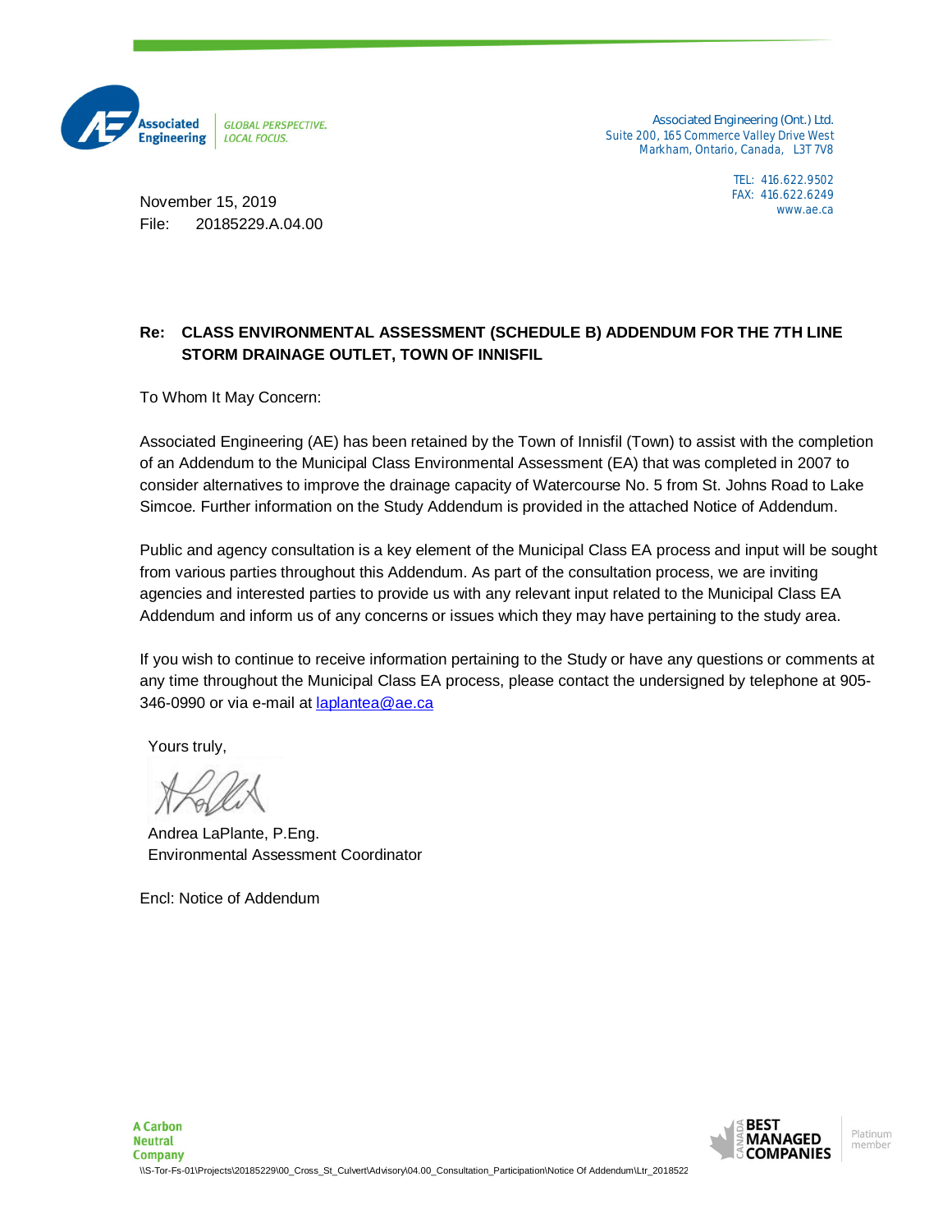Associated Engineering

GLOBAL PERSPECTIVE.
LOCAL FOCUS.

Associated Engineering (Ont.) Ltd.
Suite 200, 165 Commerce Valley Drive West
Markham, Ontario, Canada, L3T 7V8

TEL: 416.622.9502
FAX: 416.622.6249
www.ae.ca

November 15, 2019
File: 20185229.A.04.00

**Re: CLASS ENVIRONMENTAL ASSESSMENT (SCHEDULE B) ADDENDUM FOR THE 7TH LINE STORM DRAINAGE OUTLET, TOWN OF INNISFIL**

To Whom It May Concern:

Associated Engineering (AE) has been retained by the Town of Innisfil (Town) to assist with the completion of an Addendum to the Municipal Class Environmental Assessment (EA) that was completed in 2007 to consider alternatives to improve the drainage capacity of Watercourse No. 5 from St. Johns Road to Lake Simcoe. Further information on the Study Addendum is provided in the attached Notice of Addendum.

Public and agency consultation is a key element of the Municipal Class EA process and input will be sought from various parties throughout this Addendum. As part of the consultation process, we are inviting agencies and interested parties to provide us with any relevant input related to the Municipal Class EA Addendum and inform us of any concerns or issues which they may have pertaining to the study area.

If you wish to continue to receive information pertaining to the Study or have any questions or comments at any time throughout the Municipal Class EA process, please contact the undersigned by telephone at 905-346-0990 or via e-mail at laplantea@ae.ca

Yours truly,

Andrea LaPlante, P.Eng.
Environmental Assessment Coordinator

Encl: Notice of Addendum

A Carbon Neutral Company

\\S-Tor-Fs-01\Projects\20185229\00_Cross_St_Culvert\Advisory\04.00_Consultation_Participation\Notice Of Addendum\Ltr_2018522

CANADA BEST MANAGED COMPANIES Platinum member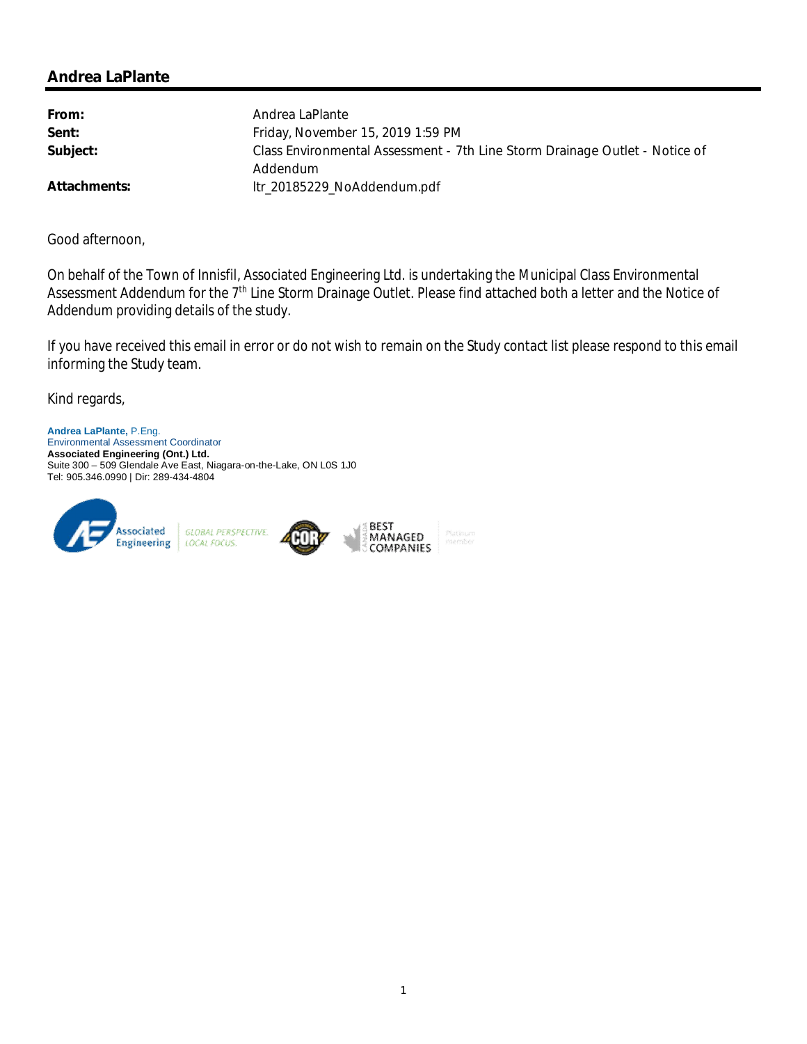## Andrea LaPlante

| | |
|---|---|
| **From:** | Andrea LaPlante |
| **Sent:** | Friday, November 15, 2019 1:59 PM |
| **Subject:** | Class Environmental Assessment - 7th Line Storm Drainage Outlet - Notice of Addendum |
| **Attachments:** | ltr_20185229_NoAddendum.pdf |

Good afternoon,

On behalf of the Town of Innisfil, Associated Engineering Ltd. is undertaking the Municipal Class Environmental Assessment Addendum for the 7th Line Storm Drainage Outlet. Please find attached both a letter and the Notice of Addendum providing details of the study.

If you have received this email in error or do not wish to remain on the Study contact list please respond to this email informing the Study team.

Kind regards,

**Andrea LaPlante,** P.Eng.
Environmental Assessment Coordinator
**Associated Engineering (Ont.) Ltd.**
Suite 300 – 509 Glendale Ave East, Niagara-on-the-Lake, ON L0S 1J0
Tel: 905.346.0990 | Dir: 289-434-4804

Associated Engineering
GLOBAL PERSPECTIVE. LOCAL FOCUS.
COR
BEST MANAGED COMPANIES
Platinum member